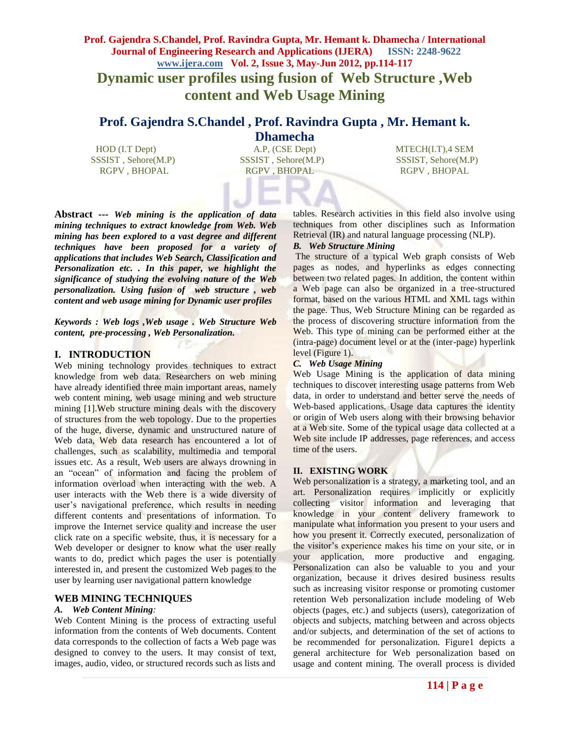# Dynamic user profiles using fusion of Web Structure ,Web content and Web Usage Mining

## Prof. Gajendra S.Chandel , Prof. Ravindra Gupta , Mr. Hemant k. Dhamecha

HOD (I.T Dept)
SSSIST , Sehore(M.P)
RGPV , BHOPAL

A.P, (CSE Dept)
SSSIST , Sehore(M.P)
RGPV , BHOPAL

MTECH(I.T),4 SEM
SSSIST, Sehore(M.P)
RGPV , BHOPAL

**Abstract ---** ***Web mining is the application of data mining techniques to extract knowledge from Web. Web mining has been explored to a vast degree and different techniques have been proposed for a variety of applications that includes Web Search, Classification and Personalization etc. . In this paper, we highlight the significance of studying the evolving nature of the Web personalization. Using fusion of web structure , web content and web usage mining for Dynamic user profiles***

***Keywords : Web logs ,Web usage . Web Structure Web content, pre-processing , Web Personalization.***

## I. INTRODUCTION

Web mining technology provides techniques to extract knowledge from web data. Researchers on web mining have already identified three main important areas, namely web content mining, web usage mining and web structure mining [1].Web structure mining deals with the discovery of structures from the web topology. Due to the properties of the huge, diverse, dynamic and unstructured nature of Web data, Web data research has encountered a lot of challenges, such as scalability, multimedia and temporal issues etc. As a result, Web users are always drowning in an "ocean" of information and facing the problem of information overload when interacting with the web. A user interacts with the Web there is a wide diversity of user's navigational preference, which results in needing different contents and presentations of information. To improve the Internet service quality and increase the user click rate on a specific website, thus, it is necessary for a Web developer or designer to know what the user really wants to do, predict which pages the user is potentially interested in, and present the customized Web pages to the user by learning user navigational pattern knowledge

## WEB MINING TECHNIQUES

### *A. Web Content Mining:*

Web Content Mining is the process of extracting useful information from the contents of Web documents. Content data corresponds to the collection of facts a Web page was designed to convey to the users. It may consist of text, images, audio, video, or structured records such as lists and tables. Research activities in this field also involve using techniques from other disciplines such as Information Retrieval (IR) and natural language processing (NLP).

### *B. Web Structure Mining*

The structure of a typical Web graph consists of Web pages as nodes, and hyperlinks as edges connecting between two related pages. In addition, the content within a Web page can also be organized in a tree-structured format, based on the various HTML and XML tags within the page. Thus, Web Structure Mining can be regarded as the process of discovering structure information from the Web. This type of mining can be performed either at the (intra-page) document level or at the (inter-page) hyperlink level (Figure 1).

### *C. Web Usage Mining*

Web Usage Mining is the application of data mining techniques to discover interesting usage patterns from Web data, in order to understand and better serve the needs of Web-based applications. Usage data captures the identity or origin of Web users along with their browsing behavior at a Web site. Some of the typical usage data collected at a Web site include IP addresses, page references, and access time of the users.

## II. EXISTING WORK

Web personalization is a strategy, a marketing tool, and an art. Personalization requires implicitly or explicitly collecting visitor information and leveraging that knowledge in your content delivery framework to manipulate what information you present to your users and how you present it. Correctly executed, personalization of the visitor's experience makes his time on your site, or in your application, more productive and engaging. Personalization can also be valuable to you and your organization, because it drives desired business results such as increasing visitor response or promoting customer retention Web personalization include modeling of Web objects (pages, etc.) and subjects (users), categorization of objects and subjects, matching between and across objects and/or subjects, and determination of the set of actions to be recommended for personalization. Figure1 depicts a general architecture for Web personalization based on usage and content mining. The overall process is divided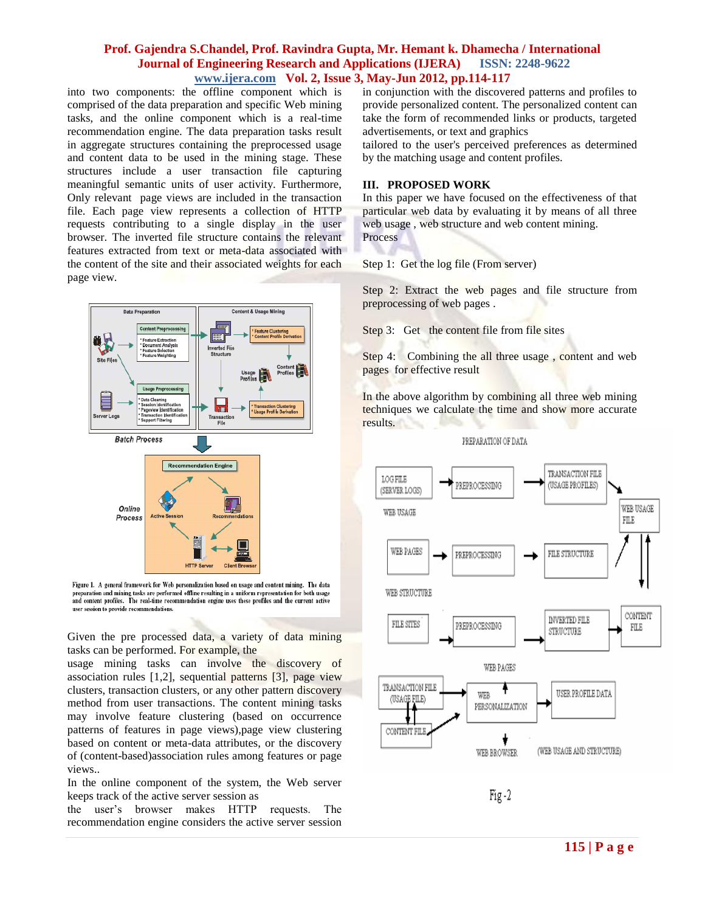into two components: the offline component which is comprised of the data preparation and specific Web mining tasks, and the online component which is a real-time recommendation engine. The data preparation tasks result in aggregate structures containing the preprocessed usage and content data to be used in the mining stage. These structures include a user transaction file capturing meaningful semantic units of user activity. Furthermore, Only relevant page views are included in the transaction file. Each page view represents a collection of HTTP requests contributing to a single display in the user browser. The inverted file structure contains the relevant features extracted from text or meta-data associated with the content of the site and their associated weights for each page view.

Figure 1. A general framework for Web personalization based on usage and content mining. The data preparation and mining tasks are performed offline resulting in a uniform representation for both usage and content profiles. The real-time recommendation engine uses these profiles and the current active user session to provide recommendations.

Given the pre processed data, a variety of data mining tasks can be performed. For example, the usage mining tasks can involve the discovery of association rules [1,2], sequential patterns [3], page view clusters, transaction clusters, or any other pattern discovery method from user transactions. The content mining tasks may involve feature clustering (based on occurence patterns of features in page views),page view clustering based on content or meta-data attributes, or the discovery of (content-based)association rules among features or page views..

In the online component of the system, the Web server keeps track of the active server session as the user's browser makes HTTP requests. The recommendation engine considers the active server session in conjunction with the discovered patterns and profiles to provide personalized content. The personalized content can take the form of recommended links or products, targeted advertisements, or text and graphics tailored to the user's perceived preferences as determined by the matching usage and content profiles.

## III. PROPOSED WORK

In this paper we have focused on the effectiveness of that particular web data by evaluating it by means of all three web usage , web structure and web content mining.

Process

Step 1: Get the log file (From server)

Step 2: Extract the web pages and file structure from preprocessing of web pages .

Step 3: Get the content file from file sites

Step 4: Combining the all three usage , content and web pages for effective result

In the above algorithm by combining all three web mining techniques we calculate the time and show more accurate results.

Fig -2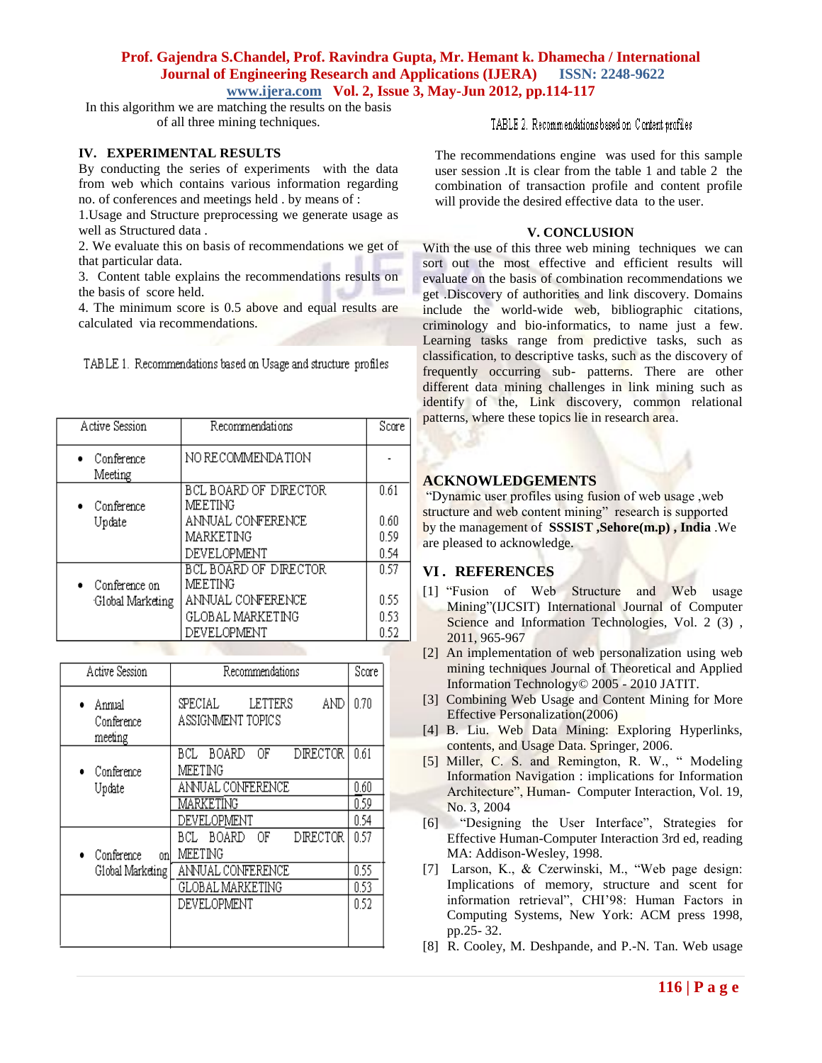In this algorithm we are matching the results on the basis of all three mining techniques.

## IV. EXPERIMENTAL RESULTS

By conducting the series of experiments with the data from web which contains various information regarding no. of conferences and meetings held . by means of :

1.Usage and Structure preprocessing we generate usage as well as Structured data .

2. We evaluate this on basis of recommendations we get of that particular data.

3. Content table explains the recommendations results on the basis of score held.

4. The minimum score is 0.5 above and equal results are calculated via recommendations.

TABLE 1. Recommendations based on Usage and structure profiles

| Active Session | Recommendations | Score |
|---|---|---|
| • Conference Meeting | NO RECOMMENDATION | - |
| • Conference Update | BCL BOARD OF DIRECTOR MEETING | 0.61 |
| | ANNUAL CONFERENCE | 0.60 |
| | MARKETING | 0.59 |
| | DEVELOPMENT | 0.54 |
| • Conference on Global Marketing | BCL BOARD OF DIRECTOR MEETING | 0.57 |
| | ANNUAL CONFERENCE | 0.55 |
| | GLOBAL MARKETING | 0.53 |
| | DEVELOPMENT | 0.52 |

TABLE 2. Recommendations based on Content profiles

| Active Session | Recommendations | Score |
|---|---|---|
| • Annual Conference meeting | SPECIAL LETTERS AND ASSIGNMENT TOPICS | 0.70 |
| • Conference Update | BCL BOARD OF DIRECTOR MEETING | 0.61 |
| | ANNUAL CONFERENCE | 0.60 |
| | MARKETING | 0.59 |
| | DEVELOPMENT | 0.54 |
| • Conference on Global Marketing | BCL BOARD OF DIRECTOR MEETING | 0.57 |
| | ANNUAL CONFERENCE | 0.55 |
| | GLOBAL MARKETING | 0.53 |
| | DEVELOPMENT | 0.52 |

The recommendations engine was used for this sample user session .It is clear from the table 1 and table 2 the combination of transaction profile and content profile will provide the desired effective data to the user.

## V. CONCLUSION

With the use of this three web mining techniques we can sort out the most effective and efficient results will evaluate on the basis of combination recommendations we get .Discovery of authorities and link discovery. Domains include the world-wide web, bibliographic citations, criminology and bio-informatics, to name just a few. Learning tasks range from predictive tasks, such as classification, to descriptive tasks, such as the discovery of frequently occurring sub- patterns. There are other different data mining challenges in link mining such as identify of the, Link discovery, common relational patterns, where these topics lie in research area.

## ACKNOWLEDGEMENTS

"Dynamic user profiles using fusion of web usage ,web structure and web content mining" research is supported by the management of **SSSIST ,Sehore(m.p) , India** .We are pleased to acknowledge.

## VI . REFERENCES

[1] "Fusion of Web Structure and Web usage Mining"(IJCSIT) International Journal of Computer Science and Information Technologies, Vol. 2 (3) , 2011, 965-967

[2] An implementation of web personalization using web mining techniques Journal of Theoretical and Applied Information Technology© 2005 - 2010 JATIT.

[3] Combining Web Usage and Content Mining for More Effective Personalization(2006)

[4] B. Liu. Web Data Mining: Exploring Hyperlinks, contents, and Usage Data. Springer, 2006.

[5] Miller, C. S. and Remington, R. W., " Modeling Information Navigation : implications for Information Architecture", Human- Computer Interaction, Vol. 19, No. 3, 2004

[6] "Designing the User Interface", Strategies for Effective Human-Computer Interaction 3rd ed, reading MA: Addison-Wesley, 1998.

[7] Larson, K., & Czerwinski, M., "Web page design: Implications of memory, structure and scent for information retrieval", CHI'98: Human Factors in Computing Systems, New York: ACM press 1998, pp.25- 32.

[8] R. Cooley, M. Deshpande, and P.-N. Tan. Web usage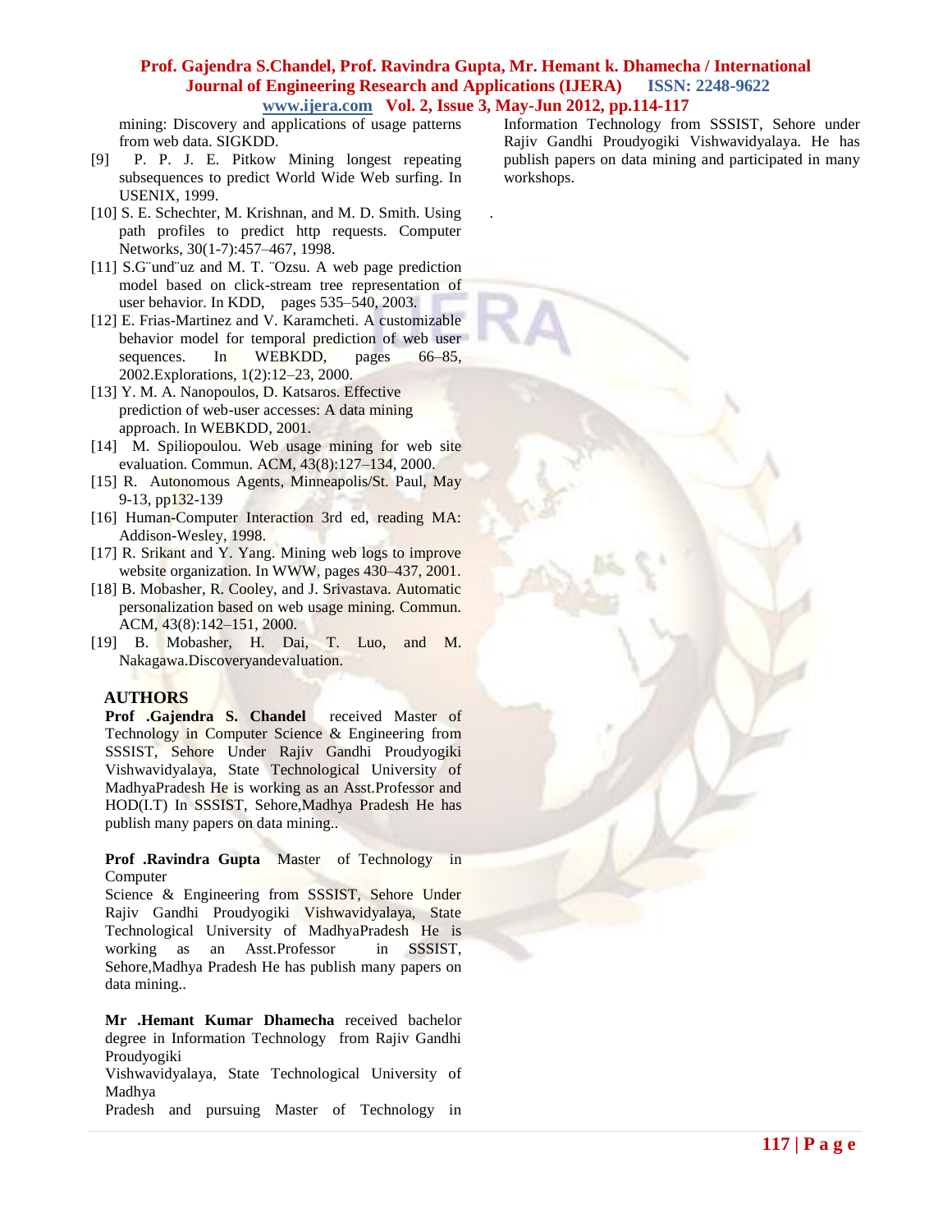mining: Discovery and applications of usage patterns from web data. SIGKDD.

[9] P. P. J. E. Pitkow Mining longest repeating subsequences to predict World Wide Web surfing. In USENIX, 1999.

[10] S. E. Schechter, M. Krishnan, and M. D. Smith. Using path profiles to predict http requests. Computer Networks, 30(1-7):457–467, 1998.

[11] S.G¨und¨uz and M. T. ¨Ozsu. A web page prediction model based on click-stream tree representation of user behavior. In KDD, pages 535–540, 2003.

[12] E. Frias-Martinez and V. Karamcheti. A customizable behavior model for temporal prediction of web user sequences. In WEBKDD, pages 66–85, 2002.Explorations, 1(2):12–23, 2000.

[13] Y. M. A. Nanopoulos, D. Katsaros. Effective prediction of web-user accesses: A data mining approach. In WEBKDD, 2001.

[14] M. Spiliopoulou. Web usage mining for web site evaluation. Commun. ACM, 43(8):127–134, 2000.

[15] R. Autonomous Agents, Minneapolis/St. Paul, May 9-13, pp132-139

[16] Human-Computer Interaction 3rd ed, reading MA: Addison-Wesley, 1998.

[17] R. Srikant and Y. Yang. Mining web logs to improve website organization. In WWW, pages 430–437, 2001.

[18] B. Mobasher, R. Cooley, and J. Srivastava. Automatic personalization based on web usage mining. Commun. ACM, 43(8):142–151, 2000.

[19] B. Mobasher, H. Dai, T. Luo, and M. Nakagawa.Discoveryandevaluation.

## AUTHORS

**Prof .Gajendra S. Chandel** received Master of Technology in Computer Science & Engineering from SSSIST, Sehore Under Rajiv Gandhi Proudyogiki Vishwavidyalaya, State Technological University of MadhyaPradesh He is working as an Asst.Professor and HOD(I.T) In SSSIST, Sehore,Madhya Pradesh He has publish many papers on data mining..

**Prof .Ravindra Gupta** Master of Technology in Computer Science & Engineering from SSSIST, Sehore Under Rajiv Gandhi Proudyogiki Vishwavidyalaya, State Technological University of MadhyaPradesh He is working as an Asst.Professor in SSSIST, Sehore,Madhya Pradesh He has publish many papers on data mining..

**Mr .Hemant Kumar Dhamecha** received bachelor degree in Information Technology from Rajiv Gandhi Proudyogiki Vishwavidyalaya, State Technological University of Madhya Pradesh and pursuing Master of Technology in Information Technology from SSSIST, Sehore under Rajiv Gandhi Proudyogiki Vishwavidyalaya. He has publish papers on data mining and participated in many workshops.